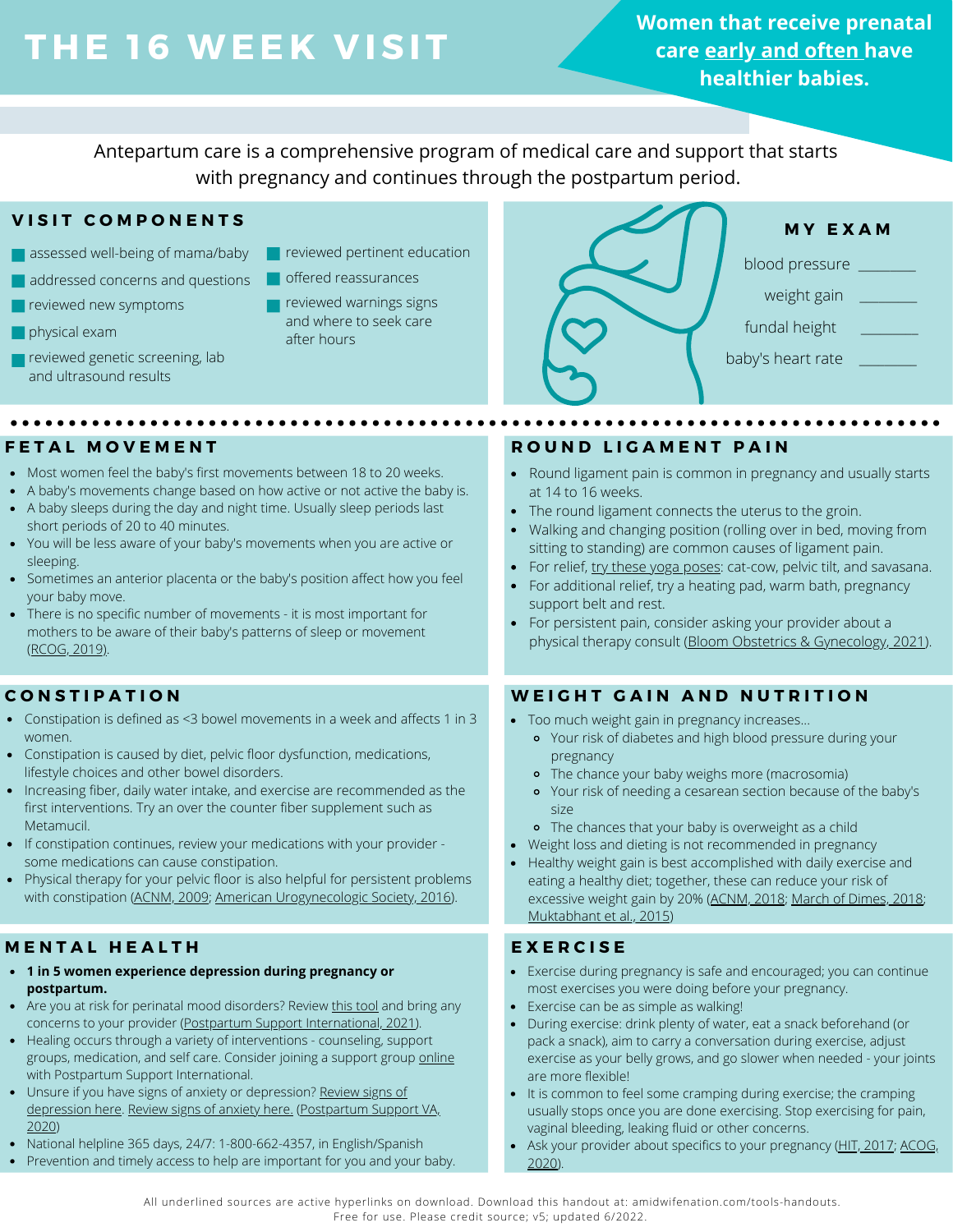# THE 16 WEEK VISIT

**Women that receive prenatal care early and often have healthier babies.**

Antepartum care is a comprehensive program of medical care and support that starts with pregnancy and continues through the postpartum period.

## VISIT COMPONENTS

- assessed well-being of mama/baby
- addressed concerns and questions
- reviewed new symptoms
- physical exam
- reviewed genetic screening, lab and ultrasound results
- reviewed pertinent education
- offered reassurances
- reviewed warnings signs and where to seek care after hours

## MY EXAM

blood pressure ________

weight gain ________

fundal height ________

baby's heart rate ________

## FETAL MOVEMENT

- Most women feel the baby's first movements between 18 to 20 weeks.
- A baby's movements change based on how active or not active the baby is.
- A baby sleeps during the day and night time. Usually sleep periods last short periods of 20 to 40 minutes.
- You will be less aware of your baby's movements when you are active or sleeping.
- Sometimes an anterior placenta or the baby's position affect how you feel your baby move.
- There is no specific number of movements - it is most important for mothers to be aware of their baby's patterns of sleep or movement (RCOG, 2019).

## ROUND LIGAMENT PAIN

- Round ligament pain is common in pregnancy and usually starts at 14 to 16 weeks.
- The round ligament connects the uterus to the groin.
- Walking and changing position (rolling over in bed, moving from sitting to standing) are common causes of ligament pain.
- For relief, try these yoga poses: cat-cow, pelvic tilt, and savasana.
- For additional relief, try a heating pad, warm bath, pregnancy support belt and rest.
- For persistent pain, consider asking your provider about a physical therapy consult (Bloom Obstetrics & Gynecology, 2021).

## CONSTIPATION

- Constipation is defined as <3 bowel movements in a week and affects 1 in 3 women.
- Constipation is caused by diet, pelvic floor dysfunction, medications, lifestyle choices and other bowel disorders.
- Increasing fiber, daily water intake, and exercise are recommended as the first interventions. Try an over the counter fiber supplement such as Metamucil.
- If constipation continues, review your medications with your provider - some medications can cause constipation.
- Physical therapy for your pelvic floor is also helpful for persistent problems with constipation (ACNM, 2009; American Urogynecologic Society, 2016).

## WEIGHT GAIN AND NUTRITION

- Too much weight gain in pregnancy increases...
  - Your risk of diabetes and high blood pressure during your pregnancy
  - The chance your baby weighs more (macrosomia)
  - Your risk of needing a cesarean section because of the baby's size
  - The chances that your baby is overweight as a child
- Weight loss and dieting is not recommended in pregnancy
- Healthy weight gain is best accomplished with daily exercise and eating a healthy diet; together, these can reduce your risk of excessive weight gain by 20% (ACNM, 2018; March of Dimes, 2018; Muktabhant et al., 2015)

## MENTAL HEALTH

- **1 in 5 women experience depression during pregnancy or postpartum.**
- Are you at risk for perinatal mood disorders? Review this tool and bring any concerns to your provider (Postpartum Support International, 2021).
- Healing occurs through a variety of interventions - counseling, support groups, medication, and self care. Consider joining a support group online with Postpartum Support International.
- Unsure if you have signs of anxiety or depression? Review signs of depression here. Review signs of anxiety here. (Postpartum Support VA, 2020)
- National helpline 365 days, 24/7: 1-800-662-4357, in English/Spanish
- Prevention and timely access to help are important for you and your baby.

## EXERCISE

- Exercise during pregnancy is safe and encouraged; you can continue most exercises you were doing before your pregnancy.
- Exercise can be as simple as walking!
- During exercise: drink plenty of water, eat a snack beforehand (or pack a snack), aim to carry a conversation during exercise, adjust exercise as your belly grows, and go slower when needed - your joints are more flexible!
- It is common to feel some cramping during exercise; the cramping usually stops once you are done exercising. Stop exercising for pain, vaginal bleeding, leaking fluid or other concerns.
- Ask your provider about specifics to your pregnancy (HIT, 2017; ACOG, 2020).

All underlined sources are active hyperlinks on download. Download this handout at: amidwifenation.com/tools-handouts.
Free for use. Please credit source; v5; updated 6/2022.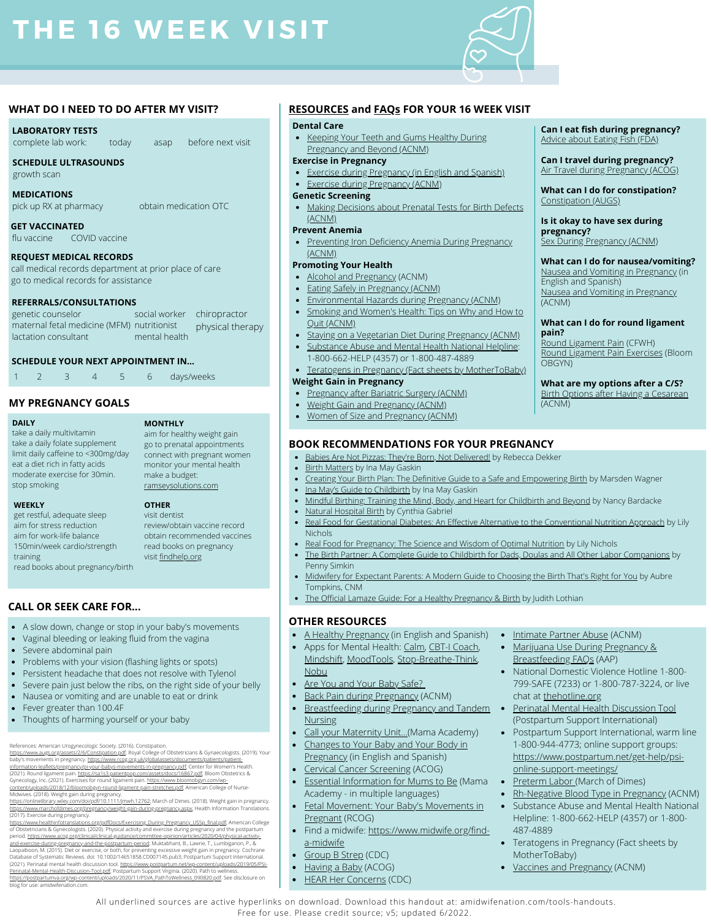# THE 16 WEEK VISIT

## WHAT DO I NEED TO DO AFTER MY VISIT?

**LABORATORY TESTS**
complete lab work: today asap before next visit

**SCHEDULE ULTRASOUNDS**
growth scan

**MEDICATIONS**
pick up RX at pharmacy obtain medication OTC

**GET VACCINATED**
flu vaccine COVID vaccine

**REQUEST MEDICAL RECORDS**
call medical records department at prior place of care
go to medical records for assistance

**REFERRALS/CONSULTATIONS**
genetic counselor social worker chiropractor
maternal fetal medicine (MFM) nutritionist physical therapy
lactation consultant mental health

**SCHEDULE YOUR NEXT APPOINTMENT IN...**
1 2 3 4 5 6 days/weeks

## MY PREGNANCY GOALS

**DAILY**
take a daily multivitamin
take a daily folate supplement
limit daily caffeine to <300mg/day
eat a diet rich in fatty acids
moderate exercise for 30min.
stop smoking

**MONTHLY**
aim for healthy weight gain
go to prenatal appointments
connect with pregnant women
monitor your mental health
make a budget: ramseysolutions.com

**WEEKLY**
get restful, adequate sleep
aim for stress reduction
aim for work-life balance
150min/week cardio/strength training
read books about pregnancy/birth

**OTHER**
visit dentist
review/obtain vaccine record
obtain recommended vaccines
read books on pregnancy
visit findhelp.org

## CALL OR SEEK CARE FOR...

- A slow down, change or stop in your baby's movements
- Vaginal bleeding or leaking fluid from the vagina
- Severe abdominal pain
- Problems with your vision (flashing lights or spots)
- Persistent headache that does not resolve with Tylenol
- Severe pain just below the ribs, on the right side of your belly
- Nausea or vomiting and are unable to eat or drink
- Fever greater than 100.4F
- Thoughts of harming yourself or your baby

References: American Urogynecologic Society. (2016). Constipation. https://www.augs.org/assets/2/6/Constipation.pdf; Royal College of Obstetricians & Gynaecologists. (2019). Your baby's movements in pregnancy. https://www.rcog.org.uk/globalassets/documents/patients/patient-information-leaflets/pregnancy/pi-your-babys-movements-in-pregnancy.pdf; Center for Women's Health. (2021). Round ligament pain. https://sa1s3.patientpop.com/assets/docs/16867.pdf; Bloom Obstetrics & Gynecology, Inc. (2021). Exercises for round ligament pain. https://www.bloomobgyn.com/wp-content/uploads/2018/12/bloomobgyn-round-ligament-pain-stretches.pdf; American College of Nurse-Midwives. (2018). Weight gain during pregnancy. https://onlinelibrary.wiley.com/doi/pdf/10.1111/jmwh.12762; March of Dimes. (2018). Weight gain in pregnancy. https://www.marchofdimes.org/pregnancy/weight-gain-during-pregnancy.aspx; Health Information Translations. (2017). Exercise during pregnancy. https://www.healthinfotranslations.org/pdfDocs/Exercising_During_Pregnancy_USSp_final.pdf; American College of Obstetricians & Gynecologists. (2020). Physical activity and exercise during pregnancy and the postpartum period. https://www.acog.org/clinical/clinical-guidance/committee-opinion/articles/2020/04/physical-activity-and-exercise-during-pregnancy-and-the-postpartum-period; Muktabhant, B., Lawrie, T., Lumbiganon, P., & Laopaiboon, M. (2015). Diet or exercise, or both, for preventing excessive weight gain in pregnancy. Cochrane Database of Systematic Reviews. doi: 10.1002/14651858.CD007145.pub3; Postpartum Support International. (2021). Perinatal mental health discussion tool. https://www.postpartum.net/wp-content/uploads/2019/05/PSI-Perinatal-Mental-Health-Discusion-Tool.pdf; Postpartum Support Virginia. (2020). Path to wellness. https://postpartumva.org/wp-content/uploads/2020/11/PSVA_PathToWellness_090820.pdf. See disclosure on blog for use: amidwifenation.com.

## RESOURCES and FAQs FOR YOUR 16 WEEK VISIT

**Dental Care**
- Keeping Your Teeth and Gums Healthy During Pregnancy and Beyond (ACNM)

**Exercise in Pregnancy**
- Exercise during Pregnancy (in English and Spanish)
- Exercise during Pregnancy (ACNM)

**Genetic Screening**
- Making Decisions about Prenatal Tests for Birth Defects (ACNM)

**Prevent Anemia**
- Preventing Iron Deficiency Anemia During Pregnancy (ACNM)

**Promoting Your Health**
- Alcohol and Pregnancy (ACNM)
- Eating Safely in Pregnancy (ACNM)
- Environmental Hazards during Pregnancy (ACNM)
- Smoking and Women's Health: Tips on Why and How to Quit (ACNM)
- Staying on a Vegetarian Diet During Pregnancy (ACNM)
- Substance Abuse and Mental Health National Helpline: 1-800-662-HELP (4357) or 1-800-487-4889
- Teratogens in Pregnancy (Fact sheets by MotherToBaby)

**Weight Gain in Pregnancy**
- Pregnancy after Bariatric Surgery (ACNM)
- Weight Gain and Pregnancy (ACNM)
- Women of Size and Pregnancy (ACNM)

**Can I eat fish during pregnancy?**
Advice about Eating Fish (FDA)

**Can I travel during pregnancy?**
Air Travel during Pregnancy (ACOG)

**What can I do for constipation?**
Constipation (AUGS)

**Is it okay to have sex during pregnancy?**
Sex During Pregnancy (ACNM)

**What can I do for nausea/vomiting?**
Nausea and Vomiting in Pregnancy (in English and Spanish)
Nausea and Vomiting in Pregnancy (ACNM)

**What can I do for round ligament pain?**
Round Ligament Pain (CFWH)
Round Ligament Pain Exercises (Bloom OBGYN)

**What are my options after a C/S?**
Birth Options after Having a Cesarean (ACNM)

## BOOK RECOMMENDATIONS FOR YOUR PREGNANCY

- Babies Are Not Pizzas: They're Born, Not Delivered! by Rebecca Dekker
- Birth Matters by Ina May Gaskin
- Creating Your Birth Plan: The Definitive Guide to a Safe and Empowering Birth by Marsden Wagner
- Ina May's Guide to Childbirth by Ina May Gaskin
- Mindful Birthing: Training the Mind, Body, and Heart for Childbirth and Beyond by Nancy Bardacke
- Natural Hospital Birth by Cynthia Gabriel
- Real Food for Gestational Diabetes: An Effective Alternative to the Conventional Nutrition Approach by Lily Nichols
- Real Food for Pregnancy: The Science and Wisdom of Optimal Nutrition by Lily Nichols
- The Birth Partner: A Complete Guide to Childbirth for Dads, Doulas and All Other Labor Companions by Penny Simkin
- Midwifery for Expectant Parents: A Modern Guide to Choosing the Birth That's Right for You by Aubre Tompkins, CNM
- The Official Lamaze Guide: For a Healthy Pregnancy & Birth by Judith Lothian

## OTHER RESOURCES

- A Healthy Pregnancy (in English and Spanish)
- Apps for Mental Health: Calm, CBT-I Coach, Mindshift, MoodTools, Stop-Breathe-Think, Nobu
- Are You and Your Baby Safe?
- Back Pain during Pregnancy (ACNM)
- Breastfeeding during Pregnancy and Tandem Nursing
- Call your Maternity Unit...(Mama Academy)
- Changes to Your Baby and Your Body in Pregnancy (in English and Spanish)
- Cervical Cancer Screening (ACOG)
- Essential Information for Mums to Be (Mama Academy - in multiple languages)
- Fetal Movement: Your Baby's Movements in Pregnant (RCOG)
- Find a midwife: https://www.midwife.org/find-a-midwife
- Group B Strep (CDC)
- Having a Baby (ACOG)
- HEAR Her Concerns (CDC)
- Intimate Partner Abuse (ACNM)
- Marijuana Use During Pregnancy & Breastfeeding FAQs (AAP)
- National Domestic Violence Hotline 1-800-799-SAFE (7233) or 1-800-787-3224, or live chat at thehotline.org
- Perinatal Mental Health Discussion Tool (Postpartum Support International)
- Postpartum Support International, warm line 1-800-944-4773; online support groups: https://www.postpartum.net/get-help/psi-online-support-meetings/
- Preterm Labor (March of Dimes)
- Rh-Negative Blood Type in Pregnancy (ACNM)
- Substance Abuse and Mental Health National Helpline: 1-800-662-HELP (4357) or 1-800-487-4889
- Teratogens in Pregnancy (Fact sheets by MotherToBaby)
- Vaccines and Pregnancy (ACNM)

All underlined sources are active hyperlinks on download. Download this handout at: amidwifenation.com/tools-handouts.
Free for use. Please credit source; v5; updated 6/2022.